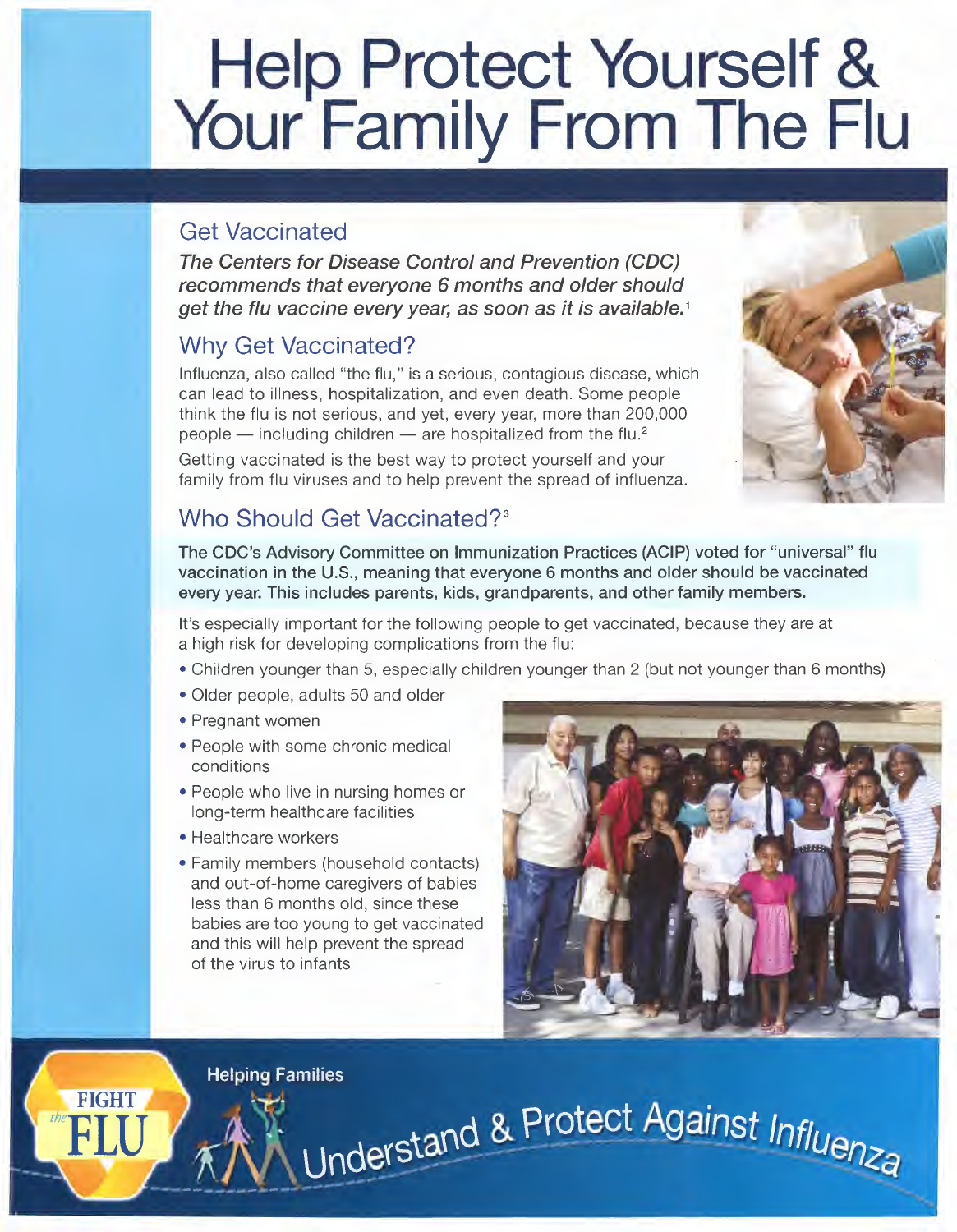# Help Protect Yourself & Your Family From The Flu

## Get Vaccinated

***The Centers for Disease Control and Prevention (CDC) recommends that everyone 6 months and older should get the flu vaccine every year, as soon as it is available.***[1]

## Why Get Vaccinated?

Influenza, also called "the flu," is a serious, contagious disease, which can lead to illness, hospitalization, and even death. Some people think the flu is not serious, and yet, every year, more than 200,000 people — including children — are hospitalized from the flu.[2]

Getting vaccinated is the best way to protect yourself and your family from flu viruses and to help prevent the spread of influenza.

## Who Should Get Vaccinated?[3]

**The CDC's Advisory Committee on Immunization Practices (ACIP) voted for "universal" flu vaccination in the U.S., meaning that everyone 6 months and older should be vaccinated every year. This includes parents, kids, grandparents, and other family members.**

It's especially important for the following people to get vaccinated, because they are at a high risk for developing complications from the flu:

- Children younger than 5, especially children younger than 2 (but not younger than 6 months)
- Older people, adults 50 and older
- Pregnant women
- People with some chronic medical conditions
- People who live in nursing homes or long-term healthcare facilities
- Healthcare workers
- Family members (household contacts) and out-of-home caregivers of babies less than 6 months old, since these babies are too young to get vaccinated and this will help prevent the spread of the virus to infants

FIGHT the FLU

Helping Families

Understand & Protect Against Influenza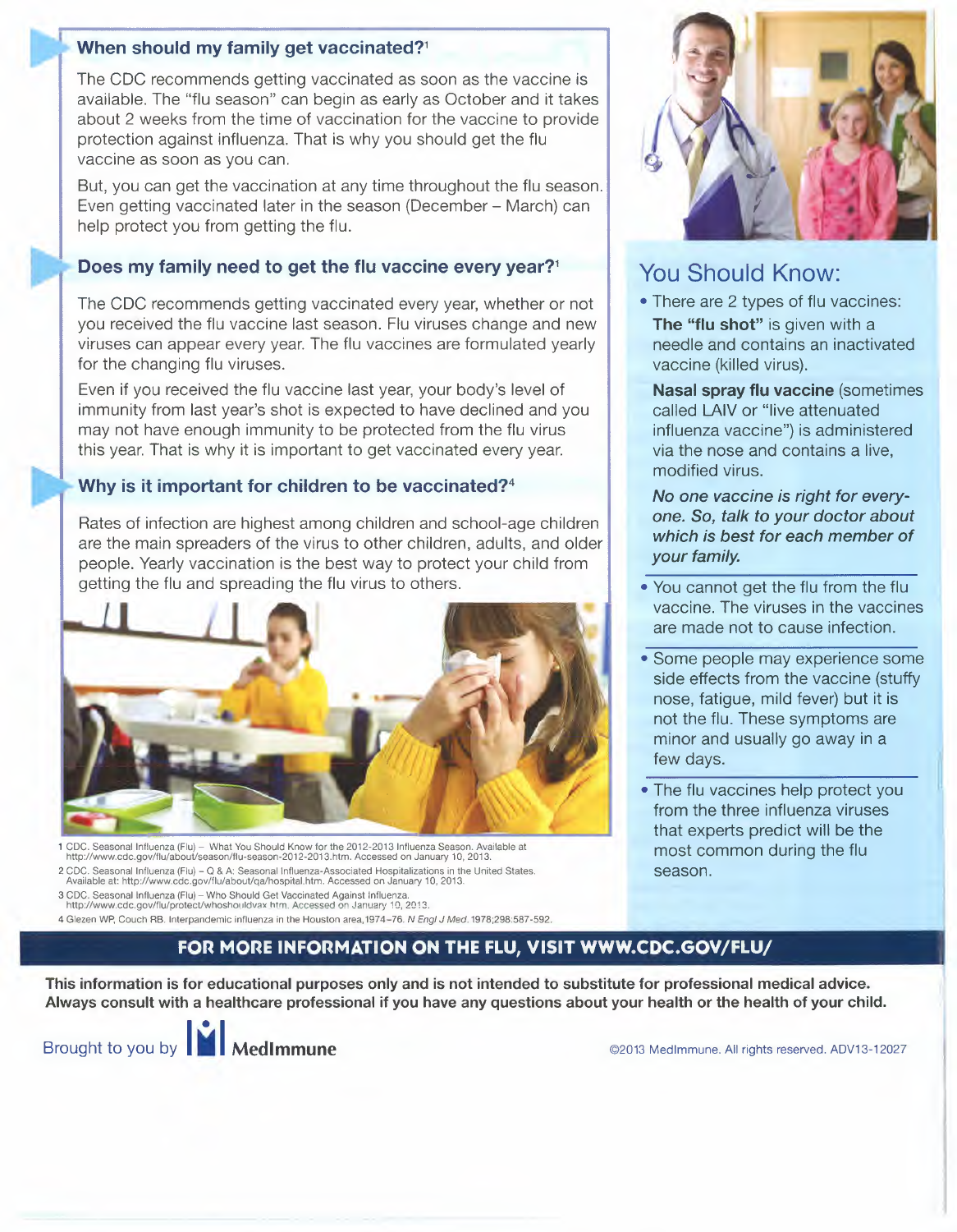## When should my family get vaccinated?[1]

The CDC recommends getting vaccinated as soon as the vaccine is available. The "flu season" can begin as early as October and it takes about 2 weeks from the time of vaccination for the vaccine to provide protection against influenza. That is why you should get the flu vaccine as soon as you can.

But, you can get the vaccination at any time throughout the flu season. Even getting vaccinated later in the season (December – March) can help protect you from getting the flu.

## Does my family need to get the flu vaccine every year?[1]

The CDC recommends getting vaccinated every year, whether or not you received the flu vaccine last season. Flu viruses change and new viruses can appear every year. The flu vaccines are formulated yearly for the changing flu viruses.

Even if you received the flu vaccine last year, your body's level of immunity from last year's shot is expected to have declined and you may not have enough immunity to be protected from the flu virus this year. That is why it is important to get vaccinated every year.

## Why is it important for children to be vaccinated?[4]

Rates of infection are highest among children and school-age children are the main spreaders of the virus to other children, adults, and older people. Yearly vaccination is the best way to protect your child from getting the flu and spreading the flu virus to others.

1 CDC. Seasonal Influenza (Flu) – What You Should Know for the 2012-2013 Influenza Season. Available at http://www.cdc.gov/flu/about/season/flu-season-2012-2013.htm. Accessed on January 10, 2013.
2 CDC. Seasonal Influenza (Flu) – Q & A: Seasonal Influenza-Associated Hospitalizations in the United States. Available at: http://www.cdc.gov/flu/about/qa/hospital.htm. Accessed on January 10, 2013.
3 CDC. Seasonal Influenza (Flu) – Who Should Get Vaccinated Against Influenza. http://www.cdc.gov/flu/protect/whoshouldvax.htm. Accessed on January 10, 2013.
4 Glezen WP, Couch RB. Interpandemic influenza in the Houston area,1974-76. *N Engl J Med*.1978;298:587-592.

## You Should Know:

- There are 2 types of flu vaccines:

  **The "flu shot"** is given with a needle and contains an inactivated vaccine (killed virus).

  **Nasal spray flu vaccine** (sometimes called LAIV or "live attenuated influenza vaccine") is administered via the nose and contains a live, modified virus.

  ***No one vaccine is right for everyone. So, talk to your doctor about which is best for each member of your family.***

- You cannot get the flu from the flu vaccine. The viruses in the vaccines are made not to cause infection.
- Some people may experience some side effects from the vaccine (stuffy nose, fatigue, mild fever) but it is not the flu. These symptoms are minor and usually go away in a few days.
- The flu vaccines help protect you from the three influenza viruses that experts predict will be the most common during the flu season.

**FOR MORE INFORMATION ON THE FLU, VISIT WWW.CDC.GOV/FLU/**

**This information is for educational purposes only and is not intended to substitute for professional medical advice. Always consult with a healthcare professional if you have any questions about your health or the health of your child.**

Brought to you by MedImmune

©2013 MedImmune. All rights reserved. ADV13-12027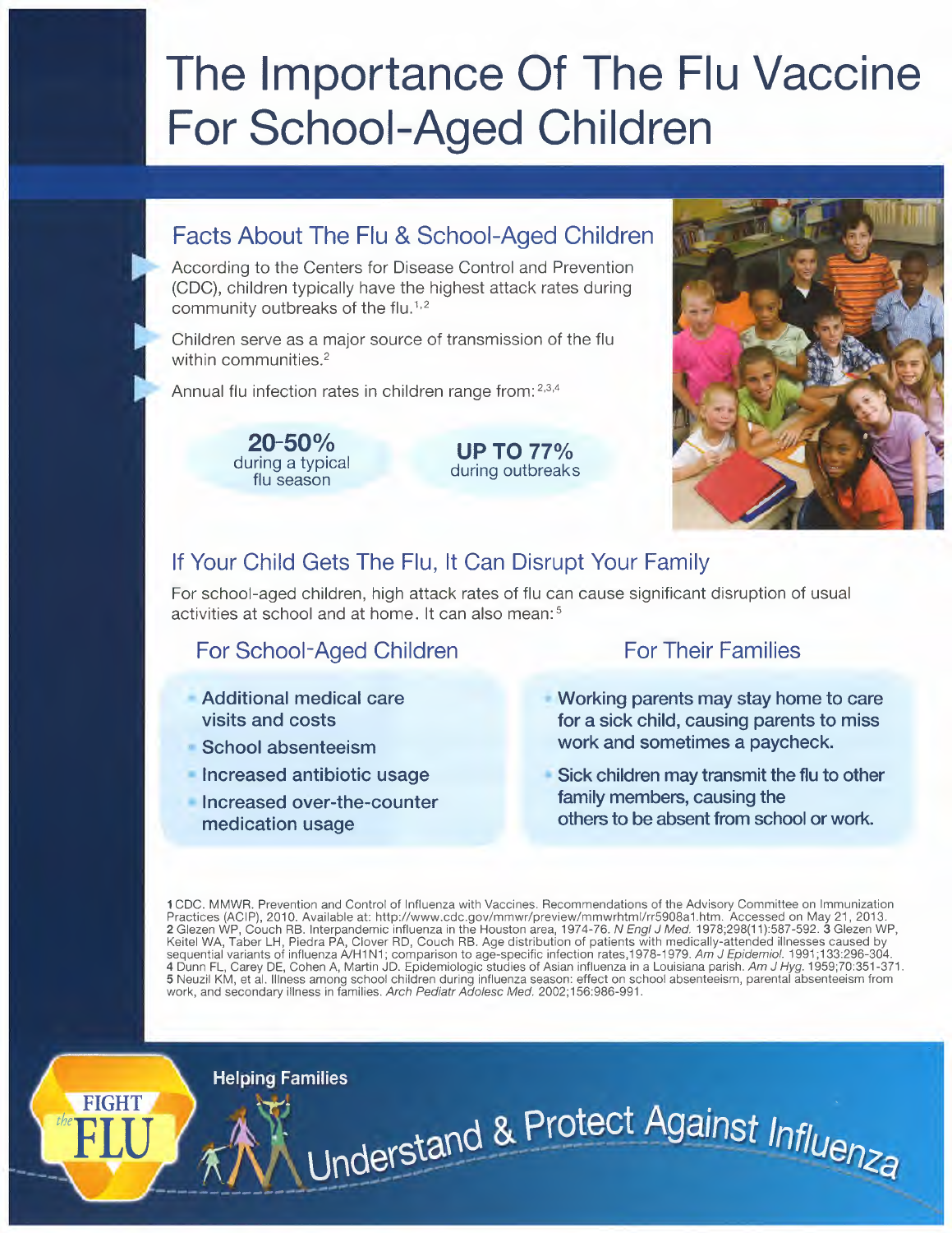# The Importance Of The Flu Vaccine For School-Aged Children

## Facts About The Flu & School-Aged Children

- According to the Centers for Disease Control and Prevention (CDC), children typically have the highest attack rates during community outbreaks of the flu.[1,2]
- Children serve as a major source of transmission of the flu within communities.[2]
- Annual flu infection rates in children range from:[2,3,4]

**20-50%** during a typical flu season

**UP TO 77%** during outbreaks

## If Your Child Gets The Flu, It Can Disrupt Your Family

For school-aged children, high attack rates of flu can cause significant disruption of usual activities at school and at home. It can also mean:[5]

### For School-Aged Children

- Additional medical care visits and costs
- School absenteeism
- Increased antibiotic usage
- Increased over-the-counter medication usage

### For Their Families

- Working parents may stay home to care for a sick child, causing parents to miss work and sometimes a paycheck.
- Sick children may transmit the flu to other family members, causing the others to be absent from school or work.

1 CDC. MMWR. Prevention and Control of Influenza with Vaccines. Recommendations of the Advisory Committee on Immunization Practices (ACIP), 2010. Available at: http://www.cdc.gov/mmwr/preview/mmwrhtml/rr5908a1.htm. Accessed on May 21, 2013. 2 Glezen WP, Couch RB. Interpandemic influenza in the Houston area, 1974-76. *N Engl J Med.* 1978;298(11):587-592. 3 Glezen WP, Keitel WA, Taber LH, Piedra PA, Clover RD, Couch RB. Age distribution of patients with medically-attended illnesses caused by sequential variants of influenza A/H1N1; comparison to age-specific infection rates,1978-1979. *Am J Epidemiol.* 1991;133:296-304. 4 Dunn FL, Carey DE, Cohen A, Martin JD. Epidemiologic studies of Asian influenza in a Louisiana parish. *Am J Hyg.* 1959;70:351-371. 5 Neuzil KM, et al. Illness among school children during influenza season: effect on school absenteeism, parental absenteeism from work, and secondary illness in families. *Arch Pediatr Adolesc Med.* 2002;156:986-991.

FIGHT the FLU

Helping Families

Understand & Protect Against Influenza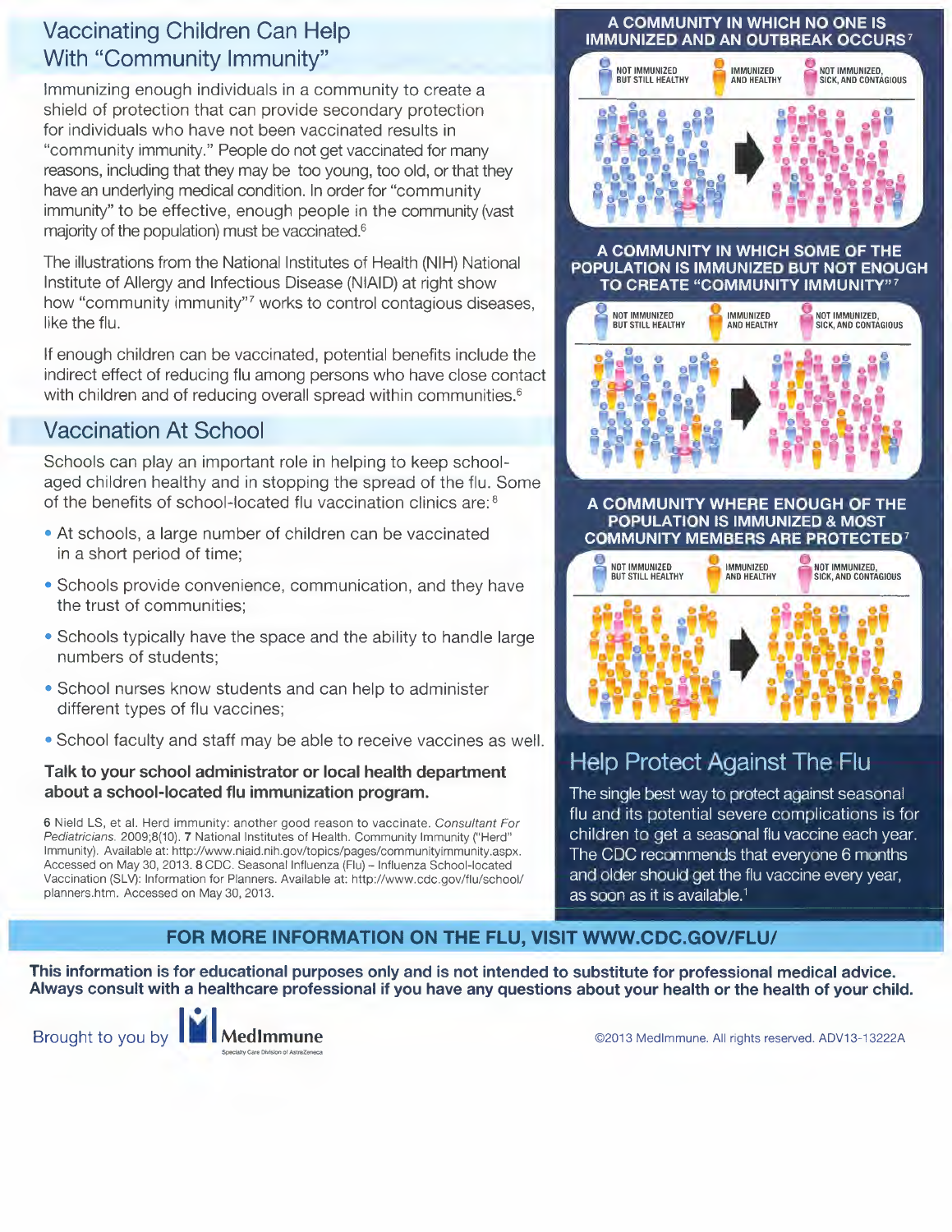## Vaccinating Children Can Help With "Community Immunity"

Immunizing enough individuals in a community to create a shield of protection that can provide secondary protection for individuals who have not been vaccinated results in "community immunity." People do not get vaccinated for many reasons, including that they may be too young, too old, or that they have an underlying medical condition. In order for "community immunity" to be effective, enough people in the community (vast majority of the population) must be vaccinated.[6]

The illustrations from the National Institutes of Health (NIH) National Institute of Allergy and Infectious Disease (NIAID) at right show how "community immunity"[7] works to control contagious diseases, like the flu.

If enough children can be vaccinated, potential benefits include the indirect effect of reducing flu among persons who have close contact with children and of reducing overall spread within communities.[6]

## Vaccination At School

Schools can play an important role in helping to keep school-aged children healthy and in stopping the spread of the flu. Some of the benefits of school-located flu vaccination clinics are:[8]

- At schools, a large number of children can be vaccinated in a short period of time;
- Schools provide convenience, communication, and they have the trust of communities;
- Schools typically have the space and the ability to handle large numbers of students;
- School nurses know students and can help to administer different types of flu vaccines;
- School faculty and staff may be able to receive vaccines as well.

**Talk to your school administrator or local health department about a school-located flu immunization program.**

6 Nield LS, et al. Herd immunity: another good reason to vaccinate. *Consultant For Pediatricians.* 2009;8(10). 7 National Institutes of Health. Community Immunity ("Herd" Immunity). Available at: http://www.niaid.nih.gov/topics/pages/communityimmunity.aspx. Accessed on May 30, 2013. 8 CDC. Seasonal Influenza (Flu) – Influenza School-located Vaccination (SLV): Information for Planners. Available at: http://www.cdc.gov/flu/school/planners.htm. Accessed on May 30, 2013.

**A COMMUNITY IN WHICH NO ONE IS IMMUNIZED AND AN OUTBREAK OCCURS[7]**

NOT IMMUNIZED BUT STILL HEALTHY | IMMUNIZED AND HEALTHY | NOT IMMUNIZED, SICK, AND CONTAGIOUS

**A COMMUNITY IN WHICH SOME OF THE POPULATION IS IMMUNIZED BUT NOT ENOUGH TO CREATE "COMMUNITY IMMUNITY"[7]**

NOT IMMUNIZED BUT STILL HEALTHY | IMMUNIZED AND HEALTHY | NOT IMMUNIZED, SICK, AND CONTAGIOUS

**A COMMUNITY WHERE ENOUGH OF THE POPULATION IS IMMUNIZED & MOST COMMUNITY MEMBERS ARE PROTECTED[7]**

NOT IMMUNIZED BUT STILL HEALTHY | IMMUNIZED AND HEALTHY | NOT IMMUNIZED, SICK, AND CONTAGIOUS

## Help Protect Against The Flu

The single best way to protect against seasonal flu and its potential severe complications is for children to get a seasonal flu vaccine each year. The CDC recommends that everyone 6 months and older should get the flu vaccine every year, as soon as it is available.[1]

**FOR MORE INFORMATION ON THE FLU, VISIT WWW.CDC.GOV/FLU/**

**This information is for educational purposes only and is not intended to substitute for professional medical advice. Always consult with a healthcare professional if you have any questions about your health or the health of your child.**

Brought to you by MedImmune
Specialty Care Division of AstraZeneca

©2013 MedImmune. All rights reserved. ADV13-13222A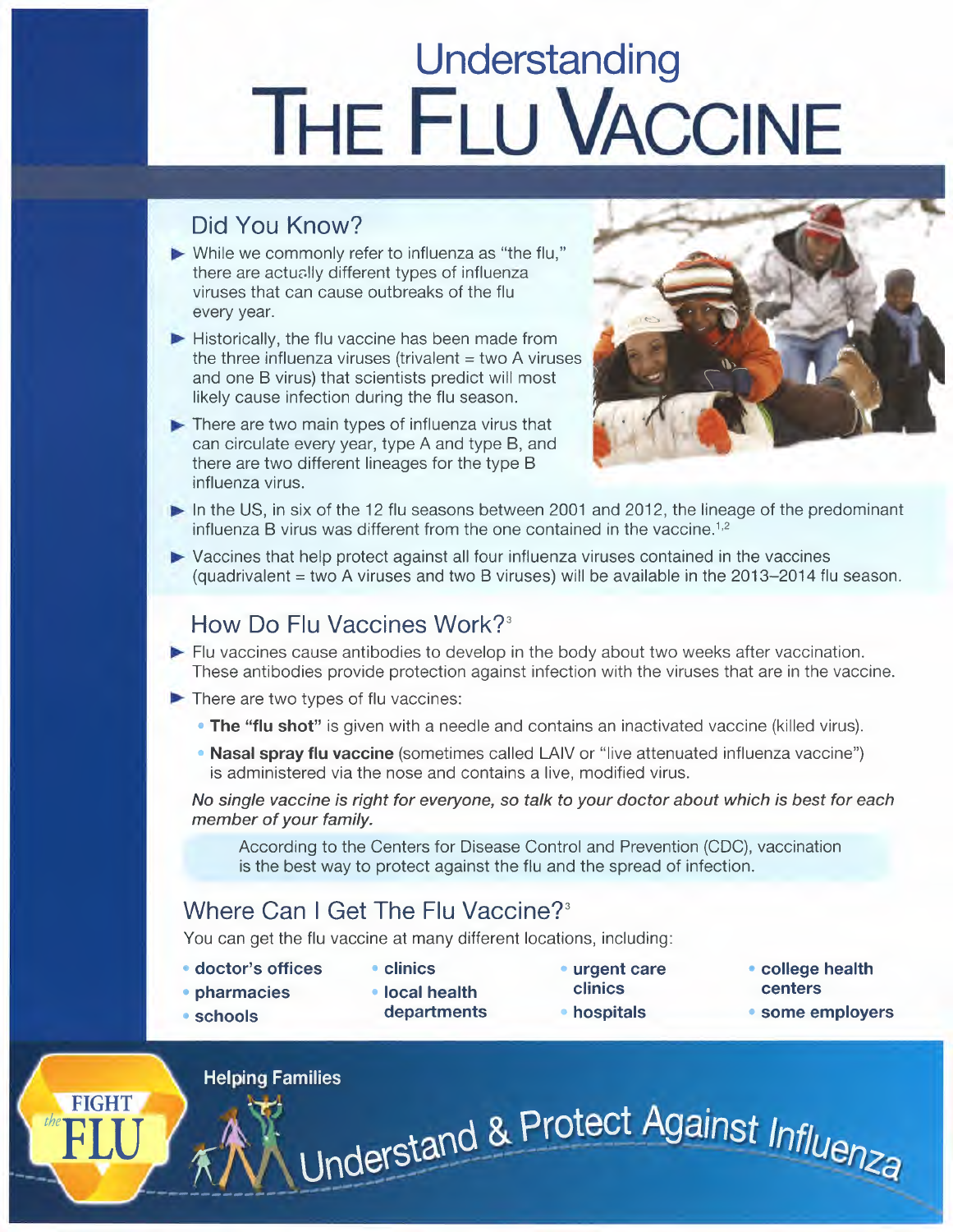# Understanding THE FLU VACCINE

## Did You Know?

- While we commonly refer to influenza as "the flu," there are actually different types of influenza viruses that can cause outbreaks of the flu every year.
- Historically, the flu vaccine has been made from the three influenza viruses (trivalent = two A viruses and one B virus) that scientists predict will most likely cause infection during the flu season.
- There are two main types of influenza virus that can circulate every year, type A and type B, and there are two different lineages for the type B influenza virus.
- In the US, in six of the 12 flu seasons between 2001 and 2012, the lineage of the predominant influenza B virus was different from the one contained in the vaccine.[1,2]
- Vaccines that help protect against all four influenza viruses contained in the vaccines (quadrivalent = two A viruses and two B viruses) will be available in the 2013–2014 flu season.

## How Do Flu Vaccines Work?[3]

- Flu vaccines cause antibodies to develop in the body about two weeks after vaccination. These antibodies provide protection against infection with the viruses that are in the vaccine.
- There are two types of flu vaccines:
  - **The "flu shot"** is given with a needle and contains an inactivated vaccine (killed virus).
  - **Nasal spray flu vaccine** (sometimes called LAIV or "live attenuated influenza vaccine") is administered via the nose and contains a live, modified virus.

*No single vaccine is right for everyone, so talk to your doctor about which is best for each member of your family.*

According to the Centers for Disease Control and Prevention (CDC), vaccination is the best way to protect against the flu and the spread of infection.

## Where Can I Get The Flu Vaccine?[3]

You can get the flu vaccine at many different locations, including:

- **doctor's offices**
- **pharmacies**
- **schools**
- **clinics**
- **local health departments**
- **urgent care clinics**
- **hospitals**
- **college health centers**
- **some employers**

FIGHT the FLU

Helping Families Understand & Protect Against Influenza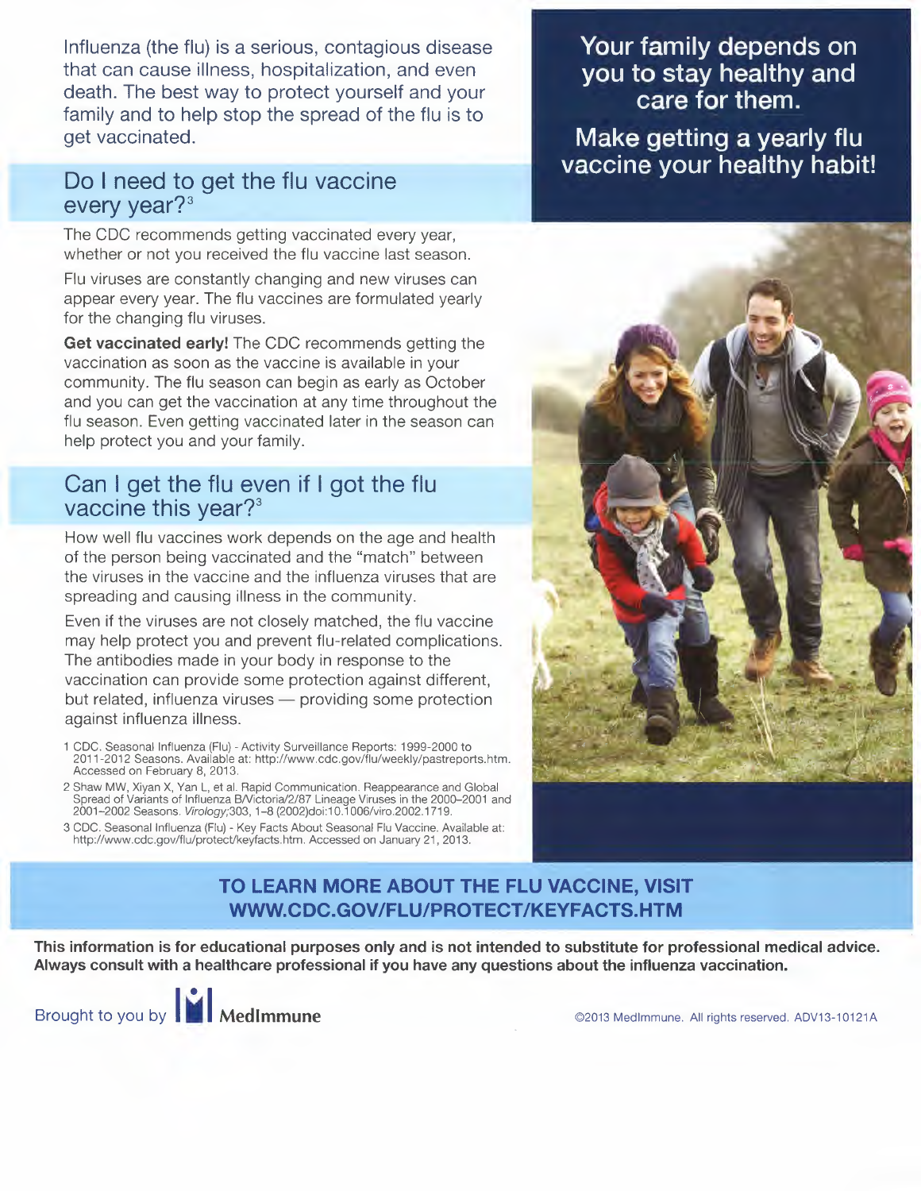Influenza (the flu) is a serious, contagious disease that can cause illness, hospitalization, and even death. The best way to protect yourself and your family and to help stop the spread of the flu is to get vaccinated.

## Do I need to get the flu vaccine every year?[3]

The CDC recommends getting vaccinated every year, whether or not you received the flu vaccine last season.

Flu viruses are constantly changing and new viruses can appear every year. The flu vaccines are formulated yearly for the changing flu viruses.

**Get vaccinated early!** The CDC recommends getting the vaccination as soon as the vaccine is available in your community. The flu season can begin as early as October and you can get the vaccination at any time throughout the flu season. Even getting vaccinated later in the season can help protect you and your family.

## Can I get the flu even if I got the flu vaccine this year?[3]

How well flu vaccines work depends on the age and health of the person being vaccinated and the "match" between the viruses in the vaccine and the influenza viruses that are spreading and causing illness in the community.

Even if the viruses are not closely matched, the flu vaccine may help protect you and prevent flu-related complications. The antibodies made in your body in response to the vaccination can provide some protection against different, but related, influenza viruses — providing some protection against influenza illness.

1 CDC. Seasonal Influenza (Flu) - Activity Surveillance Reports: 1999-2000 to 2011-2012 Seasons. Available at: http://www.cdc.gov/flu/weekly/pastreports.htm. Accessed on February 8, 2013.

2 Shaw MW, Xiyan X, Yan L, et al. Rapid Communication. Reappearance and Global Spread of Variants of Influenza B/Victoria/2/87 Lineage Viruses in the 2000–2001 and 2001–2002 Seasons. *Virology*;303, 1–8 (2002)doi:10.1006/viro.2002.1719.

3 CDC. Seasonal Influenza (Flu) - Key Facts About Seasonal Flu Vaccine. Available at: http://www.cdc.gov/flu/protect/keyfacts.htm. Accessed on January 21, 2013.

## Your family depends on you to stay healthy and care for them.

## Make getting a yearly flu vaccine your healthy habit!

**TO LEARN MORE ABOUT THE FLU VACCINE, VISIT WWW.CDC.GOV/FLU/PROTECT/KEYFACTS.HTM**

**This information is for educational purposes only and is not intended to substitute for professional medical advice. Always consult with a healthcare professional if you have any questions about the influenza vaccination.**

Brought to you by MedImmune

©2013 MedImmune. All rights reserved. ADV13-10121A